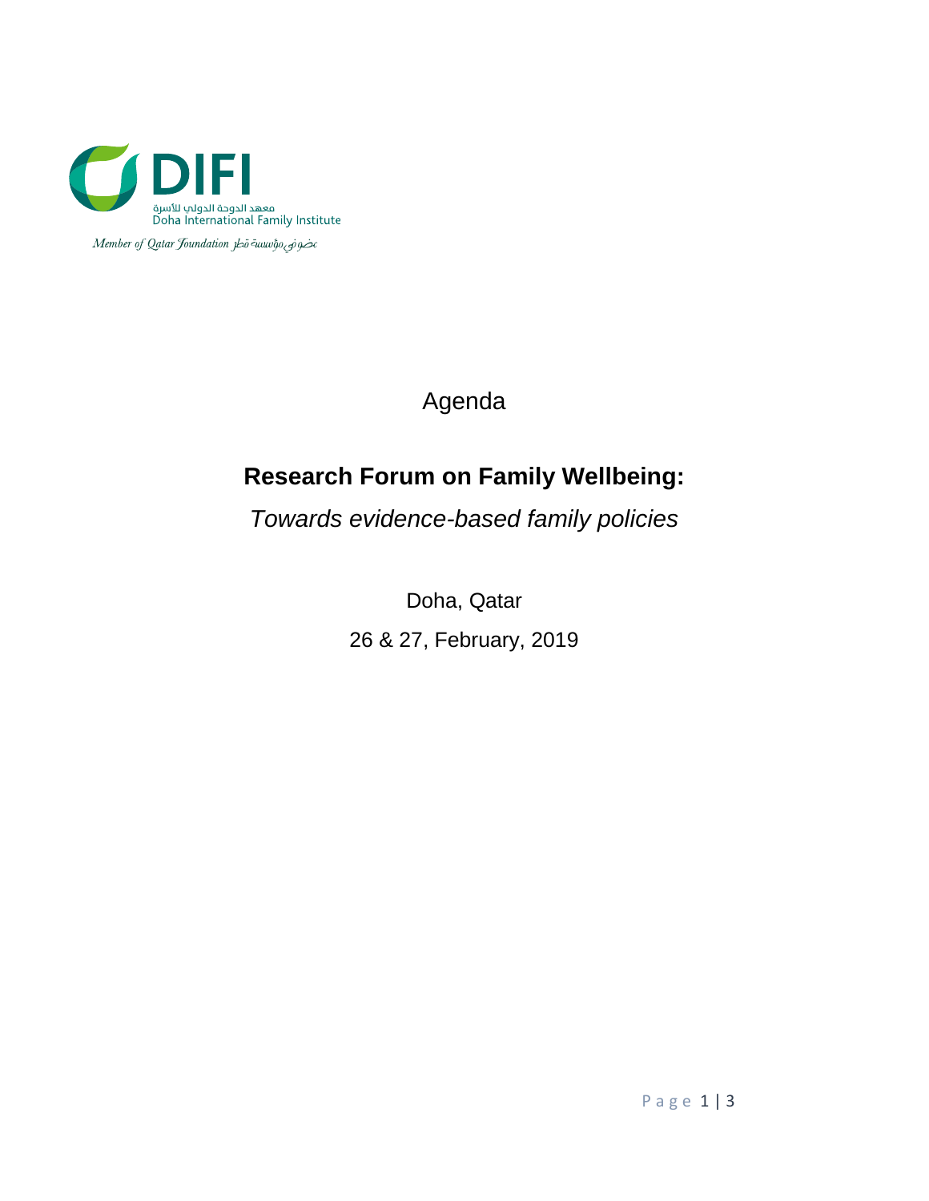DIFI

معهد الدوحة الدولي للأسرة

Doha International Family Institute

*Member of Qatar Foundation* عضو في مؤسسة قطر

Agenda

# Research Forum on Family Wellbeing:

*Towards evidence-based family policies*

Doha, Qatar

26 & 27, February, 2019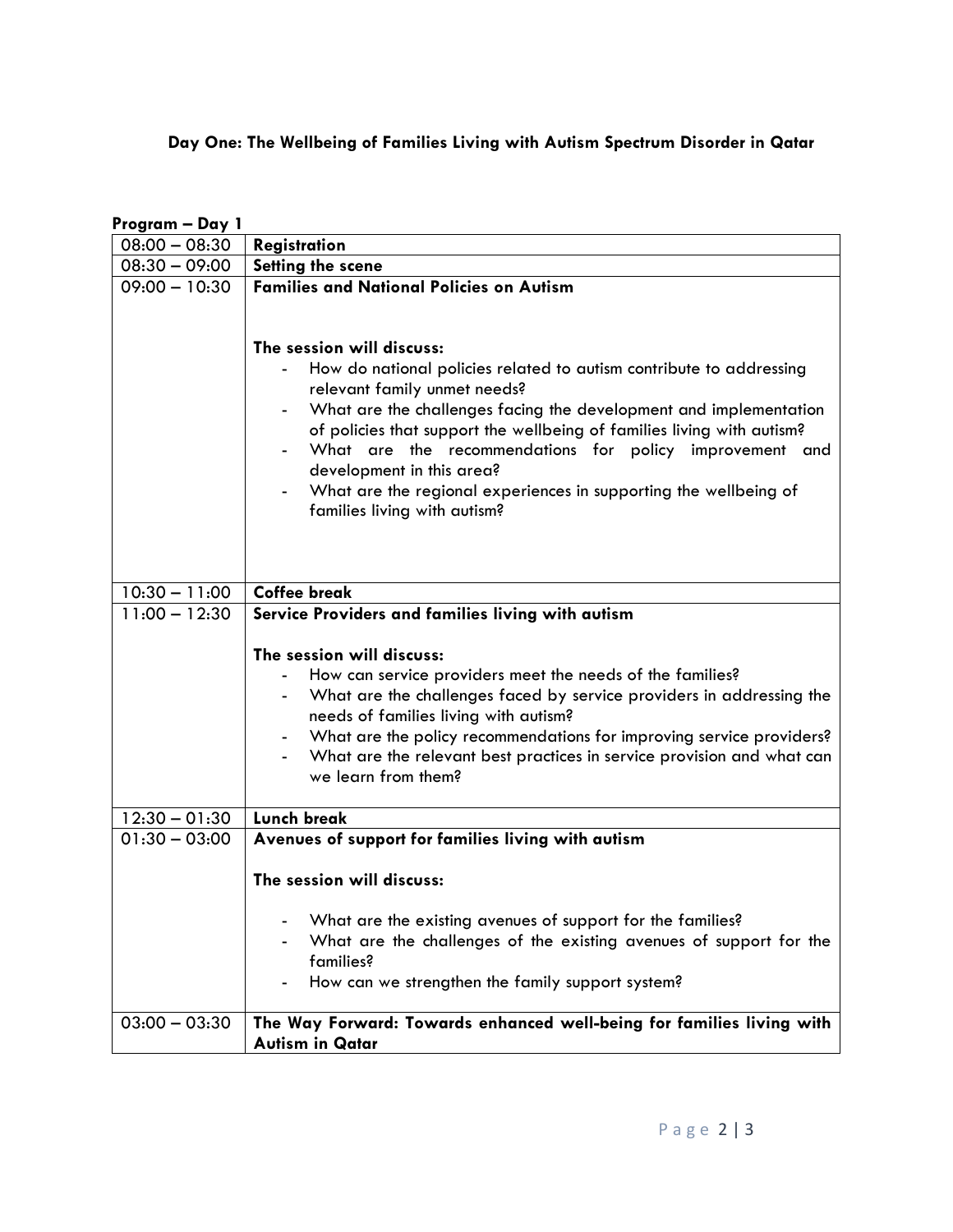**Day One: The Wellbeing of Families Living with Autism Spectrum Disorder in Qatar**

**Program – Day 1**

| | |
|---|---|
| 08:00 – 08:30 | **Registration** |
| 08:30 – 09:00 | **Setting the scene** |
| 09:00 – 10:30 | **Families and National Policies on Autism**<br><br>**The session will discuss:**<br>- How do national policies related to autism contribute to addressing relevant family unmet needs?<br>- What are the challenges facing the development and implementation of policies that support the wellbeing of families living with autism?<br>- What are the recommendations for policy improvement and development in this area?<br>- What are the regional experiences in supporting the wellbeing of families living with autism? |
| 10:30 – 11:00 | **Coffee break** |
| 11:00 – 12:30 | **Service Providers and families living with autism**<br><br>**The session will discuss:**<br>- How can service providers meet the needs of the families?<br>- What are the challenges faced by service providers in addressing the needs of families living with autism?<br>- What are the policy recommendations for improving service providers?<br>- What are the relevant best practices in service provision and what can we learn from them? |
| 12:30 – 01:30 | **Lunch break** |
| 01:30 – 03:00 | **Avenues of support for families living with autism**<br><br>**The session will discuss:**<br>- What are the existing avenues of support for the families?<br>- What are the challenges of the existing avenues of support for the families?<br>- How can we strengthen the family support system? |
| 03:00 – 03:30 | **The Way Forward: Towards enhanced well-being for families living with Autism in Qatar** |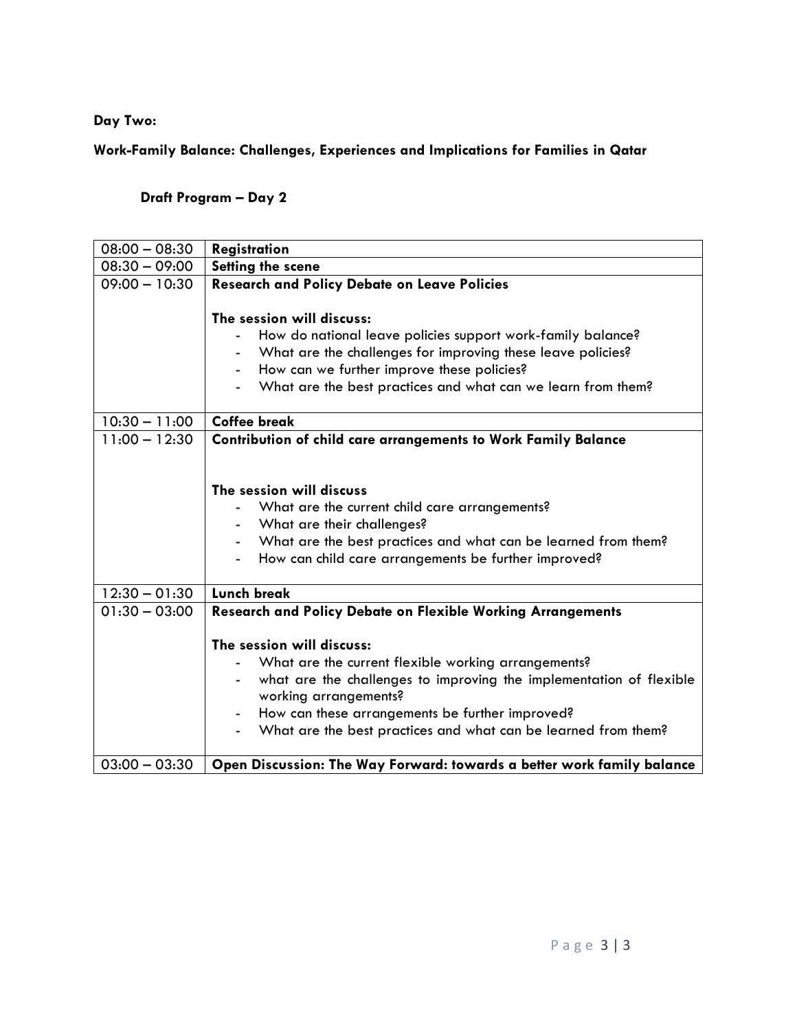**Day Two:**

**Work-Family Balance: Challenges, Experiences and Implications for Families in Qatar**

**Draft Program – Day 2**

| | |
|---|---|
| 08:00 – 08:30 | **Registration** |
| 08:30 – 09:00 | **Setting the scene** |
| 09:00 – 10:30 | **Research and Policy Debate on Leave Policies**<br><br>**The session will discuss:**<br>- How do national leave policies support work-family balance?<br>- What are the challenges for improving these leave policies?<br>- How can we further improve these policies?<br>- What are the best practices and what can we learn from them? |
| 10:30 – 11:00 | **Coffee break** |
| 11:00 – 12:30 | **Contribution of child care arrangements to Work Family Balance**<br><br>**The session will discuss**<br>- What are the current child care arrangements?<br>- What are their challenges?<br>- What are the best practices and what can be learned from them?<br>- How can child care arrangements be further improved? |
| 12:30 – 01:30 | **Lunch break** |
| 01:30 – 03:00 | **Research and Policy Debate on Flexible Working Arrangements**<br><br>**The session will discuss:**<br>- What are the current flexible working arrangements?<br>- what are the challenges to improving the implementation of flexible working arrangements?<br>- How can these arrangements be further improved?<br>- What are the best practices and what can be learned from them? |
| 03:00 – 03:30 | **Open Discussion: The Way Forward: towards a better work family balance** |